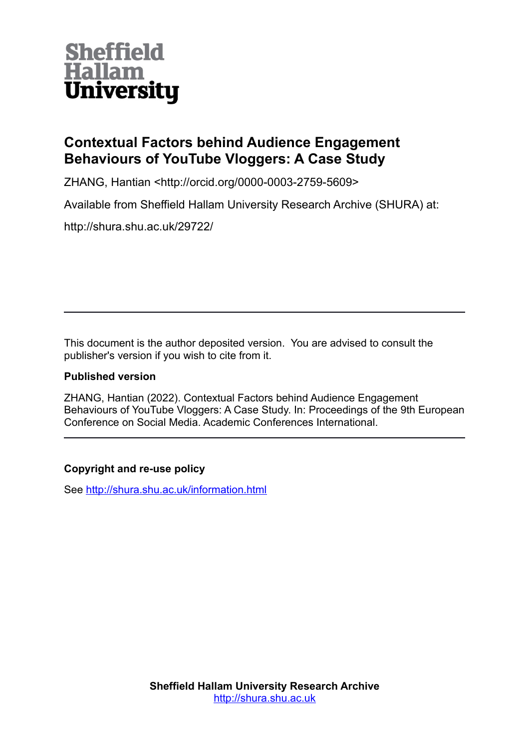Sheffield Hallam University

# Contextual Factors behind Audience Engagement Behaviours of YouTube Vloggers: A Case Study

ZHANG, Hantian <http://orcid.org/0000-0003-2759-5609>

Available from Sheffield Hallam University Research Archive (SHURA) at:

http://shura.shu.ac.uk/29722/

---

This document is the author deposited version. You are advised to consult the publisher's version if you wish to cite from it.

**Published version**

ZHANG, Hantian (2022). Contextual Factors behind Audience Engagement Behaviours of YouTube Vloggers: A Case Study. In: Proceedings of the 9th European Conference on Social Media. Academic Conferences International.

---

**Copyright and re-use policy**

See http://shura.shu.ac.uk/information.html

**Sheffield Hallam University Research Archive**
http://shura.shu.ac.uk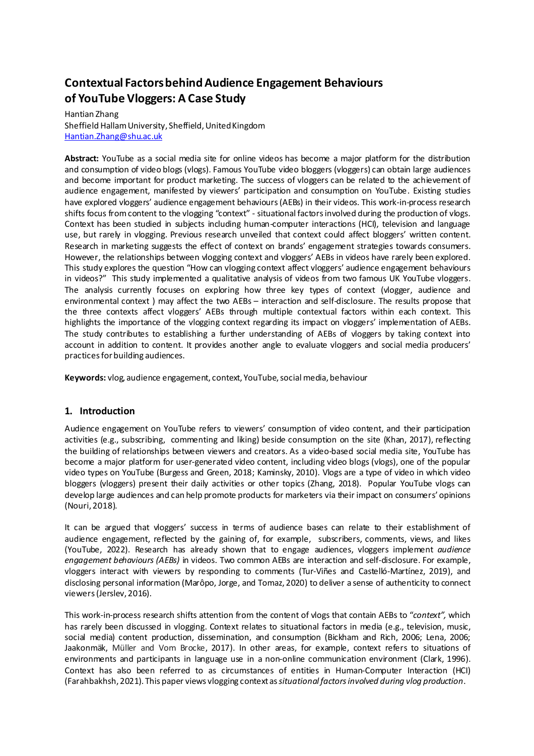# Contextual Factors behind Audience Engagement Behaviours of YouTube Vloggers: A Case Study

Hantian Zhang
Sheffield Hallam University, Sheffield, United Kingdom
Hantian.Zhang@shu.ac.uk

**Abstract:** YouTube as a social media site for online videos has become a major platform for the distribution and consumption of video blogs (vlogs). Famous YouTube video bloggers (vloggers) can obtain large audiences and become important for product marketing. The success of vloggers can be related to the achievement of audience engagement, manifested by viewers' participation and consumption on YouTube. Existing studies have explored vloggers' audience engagement behaviours (AEBs) in their videos. This work-in-process research shifts focus from content to the vlogging "context" - situational factors involved during the production of vlogs. Context has been studied in subjects including human-computer interactions (HCI), television and language use, but rarely in vlogging. Previous research unveiled that context could affect bloggers' written content. Research in marketing suggests the effect of context on brands' engagement strategies towards consumers. However, the relationships between vlogging context and vloggers' AEBs in videos have rarely been explored. This study explores the question "How can vlogging context affect vloggers' audience engagement behaviours in videos?" This study implemented a qualitative analysis of videos from two famous UK YouTube vloggers. The analysis currently focuses on exploring how three key types of context (vlogger, audience and environmental context ) may affect the two AEBs – interaction and self-disclosure. The results propose that the three contexts affect vloggers' AEBs through multiple contextual factors within each context. This highlights the importance of the vlogging context regarding its impact on vloggers' implementation of AEBs. The study contributes to establishing a further understanding of AEBs of vloggers by taking context into account in addition to content. It provides another angle to evaluate vloggers and social media producers' practices for building audiences.

**Keywords:** vlog, audience engagement, context, YouTube, social media, behaviour

## 1. Introduction

Audience engagement on YouTube refers to viewers' consumption of video content, and their participation activities (e.g., subscribing, commenting and liking) beside consumption on the site (Khan, 2017), reflecting the building of relationships between viewers and creators. As a video-based social media site, YouTube has become a major platform for user-generated video content, including video blogs (vlogs), one of the popular video types on YouTube (Burgess and Green, 2018; Kaminsky, 2010). Vlogs are a type of video in which video bloggers (vloggers) present their daily activities or other topics (Zhang, 2018). Popular YouTube vlogs can develop large audiences and can help promote products for marketers via their impact on consumers' opinions (Nouri, 2018).

It can be argued that vloggers' success in terms of audience bases can relate to their establishment of audience engagement, reflected by the gaining of, for example, subscribers, comments, views, and likes (YouTube, 2022). Research has already shown that to engage audiences, vloggers implement *audience engagement behaviours (AEBs)* in videos. Two common AEBs are interaction and self-disclosure. For example, vloggers interact with viewers by responding to comments (Tur-Viñes and Castelló-Martínez, 2019), and disclosing personal information (Marôpo, Jorge, and Tomaz, 2020) to deliver a sense of authenticity to connect viewers (Jerslev, 2016).

This work-in-process research shifts attention from the content of vlogs that contain AEBs to "*context",* which has rarely been discussed in vlogging. Context relates to situational factors in media (e.g., television, music, social media) content production, dissemination, and consumption (Bickham and Rich, 2006; Lena, 2006; Jaakonmäk, Müller and Vom Brocke, 2017). In other areas, for example, context refers to situations of environments and participants in language use in a non-online communication environment (Clark, 1996). Context has also been referred to as circumstances of entities in Human-Computer Interaction (HCI) (Farahbakhsh, 2021). This paper views vlogging context as *situational factors involved during vlog production*.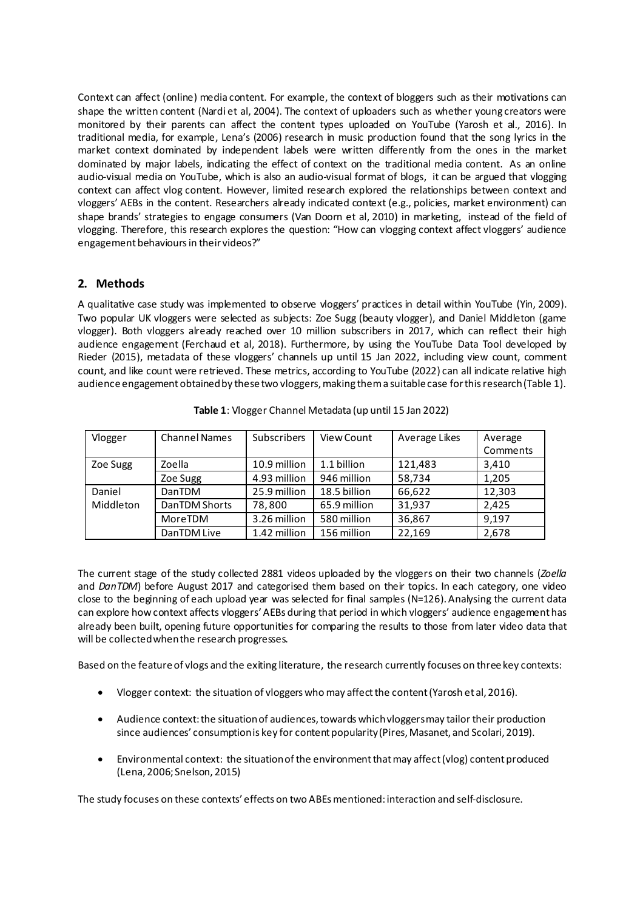Context can affect (online) media content. For example, the context of bloggers such as their motivations can shape the written content (Nardi et al, 2004). The context of uploaders such as whether young creators were monitored by their parents can affect the content types uploaded on YouTube (Yarosh et al., 2016). In traditional media, for example, Lena's (2006) research in music production found that the song lyrics in the market context dominated by independent labels were written differently from the ones in the market dominated by major labels, indicating the effect of context on the traditional media content. As an online audio-visual media on YouTube, which is also an audio-visual format of blogs, it can be argued that vlogging context can affect vlog content. However, limited research explored the relationships between context and vloggers' AEBs in the content. Researchers already indicated context (e.g., policies, market environment) can shape brands' strategies to engage consumers (Van Doorn et al, 2010) in marketing, instead of the field of vlogging. Therefore, this research explores the question: "How can vlogging context affect vloggers' audience engagement behaviours in their videos?"

## 2. Methods

A qualitative case study was implemented to observe vloggers' practices in detail within YouTube (Yin, 2009). Two popular UK vloggers were selected as subjects: Zoe Sugg (beauty vlogger), and Daniel Middleton (game vlogger). Both vloggers already reached over 10 million subscribers in 2017, which can reflect their high audience engagement (Ferchaud et al, 2018). Furthermore, by using the YouTube Data Tool developed by Rieder (2015), metadata of these vloggers' channels up until 15 Jan 2022, including view count, comment count, and like count were retrieved. These metrics, according to YouTube (2022) can all indicate relative high audience engagement obtained by these two vloggers, making them a suitable case for this research (Table 1).

**Table 1**: Vlogger Channel Metadata (up until 15 Jan 2022)

| Vlogger | Channel Names | Subscribers | View Count | Average Likes | Average Comments |
|---|---|---|---|---|---|
| Zoe Sugg | Zoella | 10.9 million | 1.1 billion | 121,483 | 3,410 |
| | Zoe Sugg | 4.93 million | 946 million | 58,734 | 1,205 |
| Daniel Middleton | DanTDM | 25.9 million | 18.5 billion | 66,622 | 12,303 |
| | DanTDM Shorts | 78,800 | 65.9 million | 31,937 | 2,425 |
| | MoreTDM | 3.26 million | 580 million | 36,867 | 9,197 |
| | DanTDM Live | 1.42 million | 156 million | 22,169 | 2,678 |

The current stage of the study collected 2881 videos uploaded by the vloggers on their two channels (*Zoella* and *DanTDM*) before August 2017 and categorised them based on their topics. In each category, one video close to the beginning of each upload year was selected for final samples (N=126). Analysing the current data can explore how context affects vloggers' AEBs during that period in which vloggers' audience engagement has already been built, opening future opportunities for comparing the results to those from later video data that will be collected when the research progresses.

Based on the feature of vlogs and the exiting literature, the research currently focuses on three key contexts:

- Vlogger context: the situation of vloggers who may affect the content (Yarosh et al, 2016).
- Audience context: the situation of audiences, towards which vloggers may tailor their production since audiences' consumption is key for content popularity (Pires, Masanet, and Scolari, 2019).
- Environmental context: the situation of the environment that may affect (vlog) content produced (Lena, 2006; Snelson, 2015)

The study focuses on these contexts' effects on two ABEs mentioned: interaction and self-disclosure.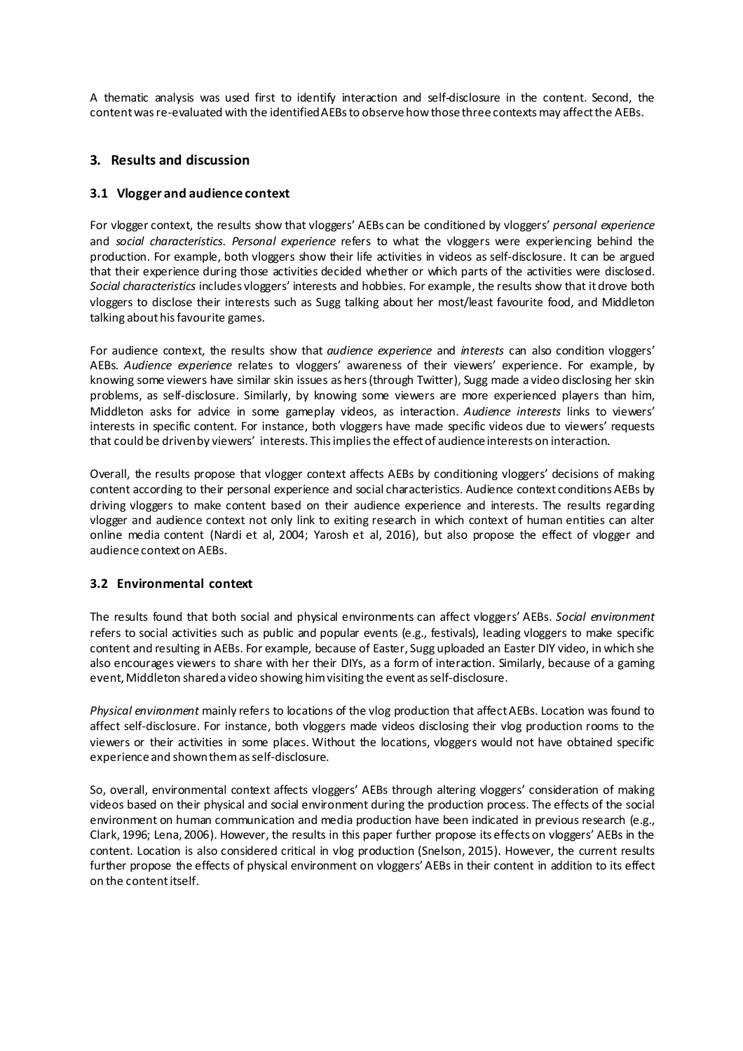A thematic analysis was used first to identify interaction and self-disclosure in the content. Second, the content was re-evaluated with the identified AEBs to observe how those three contexts may affect the AEBs.

## 3. Results and discussion

### 3.1 Vlogger and audience context

For vlogger context, the results show that vloggers' AEBs can be conditioned by vloggers' *personal experience* and *social characteristics*. *Personal experience* refers to what the vloggers were experiencing behind the production. For example, both vloggers show their life activities in videos as self-disclosure. It can be argued that their experience during those activities decided whether or which parts of the activities were disclosed. *Social characteristics* includes vloggers' interests and hobbies. For example, the results show that it drove both vloggers to disclose their interests such as Sugg talking about her most/least favourite food, and Middleton talking about his favourite games.

For audience context, the results show that *audience experience* and *interests* can also condition vloggers' AEBs. *Audience experience* relates to vloggers' awareness of their viewers' experience. For example, by knowing some viewers have similar skin issues as hers (through Twitter), Sugg made a video disclosing her skin problems, as self-disclosure. Similarly, by knowing some viewers are more experienced players than him, Middleton asks for advice in some gameplay videos, as interaction. *Audience interests* links to viewers' interests in specific content. For instance, both vloggers have made specific videos due to viewers' requests that could be driven by viewers' interests. This implies the effect of audience interests on interaction.

Overall, the results propose that vlogger context affects AEBs by conditioning vloggers' decisions of making content according to their personal experience and social characteristics. Audience context conditions AEBs by driving vloggers to make content based on their audience experience and interests. The results regarding vlogger and audience context not only link to exiting research in which context of human entities can alter online media content (Nardi et al, 2004; Yarosh et al, 2016), but also propose the effect of vlogger and audience context on AEBs.

### 3.2 Environmental context

The results found that both social and physical environments can affect vloggers' AEBs. *Social environment* refers to social activities such as public and popular events (e.g., festivals), leading vloggers to make specific content and resulting in AEBs. For example, because of Easter, Sugg uploaded an Easter DIY video, in which she also encourages viewers to share with her their DIYs, as a form of interaction. Similarly, because of a gaming event, Middleton shared a video showing him visiting the event as self-disclosure.

*Physical environment* mainly refers to locations of the vlog production that affect AEBs. Location was found to affect self-disclosure. For instance, both vloggers made videos disclosing their vlog production rooms to the viewers or their activities in some places. Without the locations, vloggers would not have obtained specific experience and shown them as self-disclosure.

So, overall, environmental context affects vloggers' AEBs through altering vloggers' consideration of making videos based on their physical and social environment during the production process. The effects of the social environment on human communication and media production have been indicated in previous research (e.g., Clark, 1996; Lena, 2006). However, the results in this paper further propose its effects on vloggers' AEBs in the content. Location is also considered critical in vlog production (Snelson, 2015). However, the current results further propose the effects of physical environment on vloggers' AEBs in their content in addition to its effect on the content itself.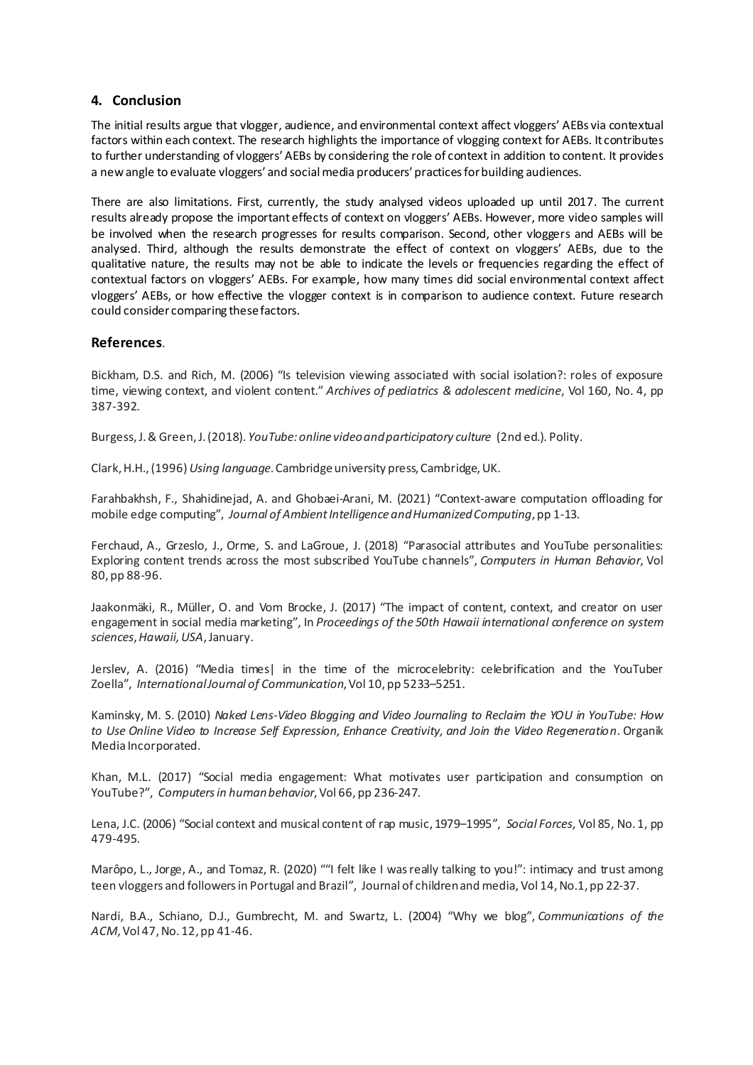## 4. Conclusion

The initial results argue that vlogger, audience, and environmental context affect vloggers' AEBs via contextual factors within each context. The research highlights the importance of vlogging context for AEBs. It contributes to further understanding of vloggers' AEBs by considering the role of context in addition to content. It provides a new angle to evaluate vloggers' and social media producers' practices for building audiences.

There are also limitations. First, currently, the study analysed videos uploaded up until 2017. The current results already propose the important effects of context on vloggers' AEBs. However, more video samples will be involved when the research progresses for results comparison. Second, other vloggers and AEBs will be analysed. Third, although the results demonstrate the effect of context on vloggers' AEBs, due to the qualitative nature, the results may not be able to indicate the levels or frequencies regarding the effect of contextual factors on vloggers' AEBs. For example, how many times did social environmental context affect vloggers' AEBs, or how effective the vlogger context is in comparison to audience context. Future research could consider comparing these factors.

## References.

Bickham, D.S. and Rich, M. (2006) "Is television viewing associated with social isolation?: roles of exposure time, viewing context, and violent content." *Archives of pediatrics & adolescent medicine*, Vol 160, No. 4, pp 387-392.

Burgess, J. & Green, J. (2018). *YouTube: online video and participatory culture* (2nd ed.). Polity.

Clark, H.H., (1996) *Using language*. Cambridge university press, Cambridge, UK.

Farahbakhsh, F., Shahidinejad, A. and Ghobaei-Arani, M. (2021) "Context-aware computation offloading for mobile edge computing", *Journal of Ambient Intelligence and Humanized Computing*, pp 1-13.

Ferchaud, A., Grzeslo, J., Orme, S. and LaGroue, J. (2018) "Parasocial attributes and YouTube personalities: Exploring content trends across the most subscribed YouTube channels", *Computers in Human Behavior*, Vol 80, pp 88-96.

Jaakonmäki, R., Müller, O. and Vom Brocke, J. (2017) "The impact of content, context, and creator on user engagement in social media marketing", In *Proceedings of the 50th Hawaii international conference on system sciences*, *Hawaii, USA*, January.

Jerslev, A. (2016) "Media times| in the time of the microcelebrity: celebrification and the YouTuber Zoella", *International Journal of Communication*, Vol 10, pp 5233–5251.

Kaminsky, M. S. (2010) *Naked Lens-Video Blogging and Video Journaling to Reclaim the YOU in YouTube: How to Use Online Video to Increase Self Expression, Enhance Creativity, and Join the Video Regeneration*. Organik Media Incorporated.

Khan, M.L. (2017) "Social media engagement: What motivates user participation and consumption on YouTube?", *Computers in human behavior*, Vol 66, pp 236-247.

Lena, J.C. (2006) "Social context and musical content of rap music, 1979–1995", *Social Forces*, Vol 85, No. 1, pp 479-495.

Marôpo, L., Jorge, A., and Tomaz, R. (2020) ""I felt like I was really talking to you!": intimacy and trust among teen vloggers and followers in Portugal and Brazil", Journal of children and media, Vol 14, No.1, pp 22-37.

Nardi, B.A., Schiano, D.J., Gumbrecht, M. and Swartz, L. (2004) "Why we blog", *Communications of the ACM*, Vol 47, No. 12, pp 41-46.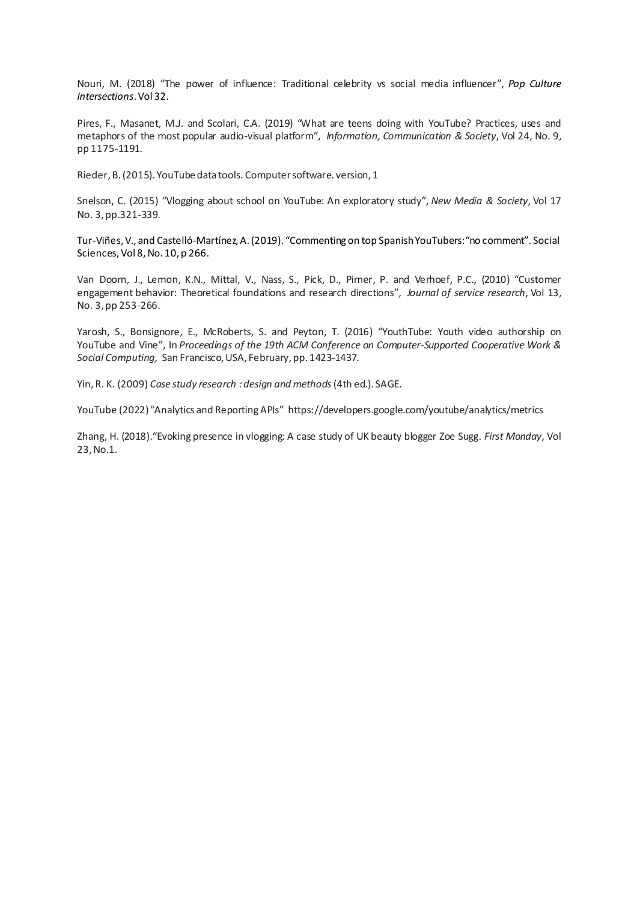Nouri, M. (2018) "The power of influence: Traditional celebrity vs social media influencer", *Pop Culture Intersections*. Vol 32.

Pires, F., Masanet, M.J. and Scolari, C.A. (2019) "What are teens doing with YouTube? Practices, uses and metaphors of the most popular audio-visual platform", *Information, Communication & Society*, Vol 24, No. 9, pp 1175-1191.

Rieder, B. (2015). YouTube data tools. Computer software. version, 1

Snelson, C. (2015) "Vlogging about school on YouTube: An exploratory study", *New Media & Society*, Vol 17 No. 3, pp.321-339.

Tur-Viñes, V., and Castelló-Martínez, A. (2019). "Commenting on top Spanish YouTubers: "no comment". Social Sciences, Vol 8, No. 10, p 266.

Van Doorn, J., Lemon, K.N., Mittal, V., Nass, S., Pick, D., Pirner, P. and Verhoef, P.C., (2010) "Customer engagement behavior: Theoretical foundations and research directions", *Journal of service research*, Vol 13, No. 3, pp 253-266.

Yarosh, S., Bonsignore, E., McRoberts, S. and Peyton, T. (2016) "YouthTube: Youth video authorship on YouTube and Vine", In *Proceedings of the 19th ACM Conference on Computer-Supported Cooperative Work & Social Computing,* San Francisco, USA, February, pp. 1423-1437.

Yin, R. K. (2009) *Case study research : design and methods* (4th ed.). SAGE.

YouTube (2022) "Analytics and Reporting APIs" https://developers.google.com/youtube/analytics/metrics

Zhang, H. (2018). "Evoking presence in vlogging: A case study of UK beauty blogger Zoe Sugg. *First Monday*, Vol 23, No.1.